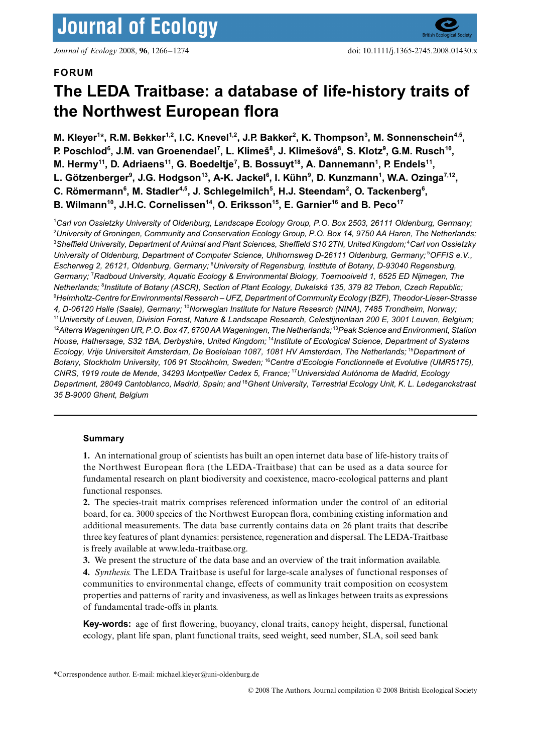**FORUM**

# The LEDA Traitbase: a database of life-history traits of the Northwest European flora

**M. Kleyer[1]*, R.M. Bekker[1,2], I.C. Knevel[1,2], J.P. Bakker[2], K. Thompson[3], M. Sonnenschein[4,5], P. Poschlod[6], J.M. van Groenendael[7], L. Klimeš[8], J. Klimešová[8], S. Klotz[9], G.M. Rusch[10], M. Hermy[11], D. Adriaens[11], G. Boedeltje[7], B. Bossuyt[18], A. Dannemann[1], P. Endels[11], L. Götzenberger[9], J.G. Hodgson[13], A-K. Jackel[6], I. Kühn[9], D. Kunzmann[1], W.A. Ozinga[7,12], C. Römermann[6], M. Stadler[4,5], J. Schlegelmilch[5], H.J. Steendam[2], O. Tackenberg[6], B. Wilmann[10], J.H.C. Cornelissen[14], O. Eriksson[15], E. Garnier[16] and B. Peco[17]**

[1]*Carl von Ossietzky University of Oldenburg, Landscape Ecology Group, P.O. Box 2503, 26111 Oldenburg, Germany;* [2]*University of Groningen, Community and Conservation Ecology Group, P.O. Box 14, 9750 AA Haren, The Netherlands;* [3]*Sheffield University, Department of Animal and Plant Sciences, Sheffield S10 2TN, United Kingdom;* [4]*Carl von Ossietzky University of Oldenburg, Department of Computer Science, Uhlhornsweg D-26111 Oldenburg, Germany;* [5]*OFFIS e.V., Escherweg 2, 26121, Oldenburg, Germany;* [6]*University of Regensburg, Institute of Botany, D-93040 Regensburg, Germany;* [7]*Radboud University, Aquatic Ecology & Environmental Biology, Toernooiveld 1, 6525 ED Nijmegen, The Netherlands;* [8]*Institute of Botany (ASCR), Section of Plant Ecology, Dukelská 135, 379 82 Třebon, Czech Republic;* [9]*Helmholtz-Centre for Environmental Research – UFZ, Department of Community Ecology (BZF), Theodor-Lieser-Strasse 4, D-06120 Halle (Saale), Germany;* [10]*Norwegian Institute for Nature Research (NINA), 7485 Trondheim, Norway;* [11]*University of Leuven, Division Forest, Nature & Landscape Research, Celestijnenlaan 200 E, 3001 Leuven, Belgium;* [12]*Alterra Wageningen UR, P.O. Box 47, 6700 AA Wageningen, The Netherlands;* [13]*Peak Science and Environment, Station House, Hathersage, S32 1BA, Derbyshire, United Kingdom;* [14]*Institute of Ecological Science, Department of Systems Ecology, Vrije Universiteit Amsterdam, De Boelelaan 1087, 1081 HV Amsterdam, The Netherlands;* [15]*Department of Botany, Stockholm University, 106 91 Stockholm, Sweden;* [16]*Centre d'Ecologie Fonctionnelle et Evolutive (UMR5175), CNRS, 1919 route de Mende, 34293 Montpellier Cedex 5, France;* [17]*Universidad Autónoma de Madrid, Ecology Department, 28049 Cantoblanco, Madrid, Spain; and* [18]*Ghent University, Terrestrial Ecology Unit, K. L. Ledeganckstraat 35 B-9000 Ghent, Belgium*

## Summary

**1.** An international group of scientists has built an open internet data base of life-history traits of the Northwest European flora (the LEDA-Traitbase) that can be used as a data source for fundamental research on plant biodiversity and coexistence, macro-ecological patterns and plant functional responses.

**2.** The species-trait matrix comprises referenced information under the control of an editorial board, for ca. 3000 species of the Northwest European flora, combining existing information and additional measurements. The data base currently contains data on 26 plant traits that describe three key features of plant dynamics: persistence, regeneration and dispersal. The LEDA-Traitbase is freely available at www.leda-traitbase.org.

**3.** We present the structure of the data base and an overview of the trait information available.

**4.** *Synthesis.* The LEDA Traitbase is useful for large-scale analyses of functional responses of communities to environmental change, effects of community trait composition on ecosystem properties and patterns of rarity and invasiveness, as well as linkages between traits as expressions of fundamental trade-offs in plants.

**Key-words:** age of first flowering, buoyancy, clonal traits, canopy height, dispersal, functional ecology, plant life span, plant functional traits, seed weight, seed number, SLA, soil seed bank

*Correspondence author. E-mail: michael.kleyer@uni-oldenburg.de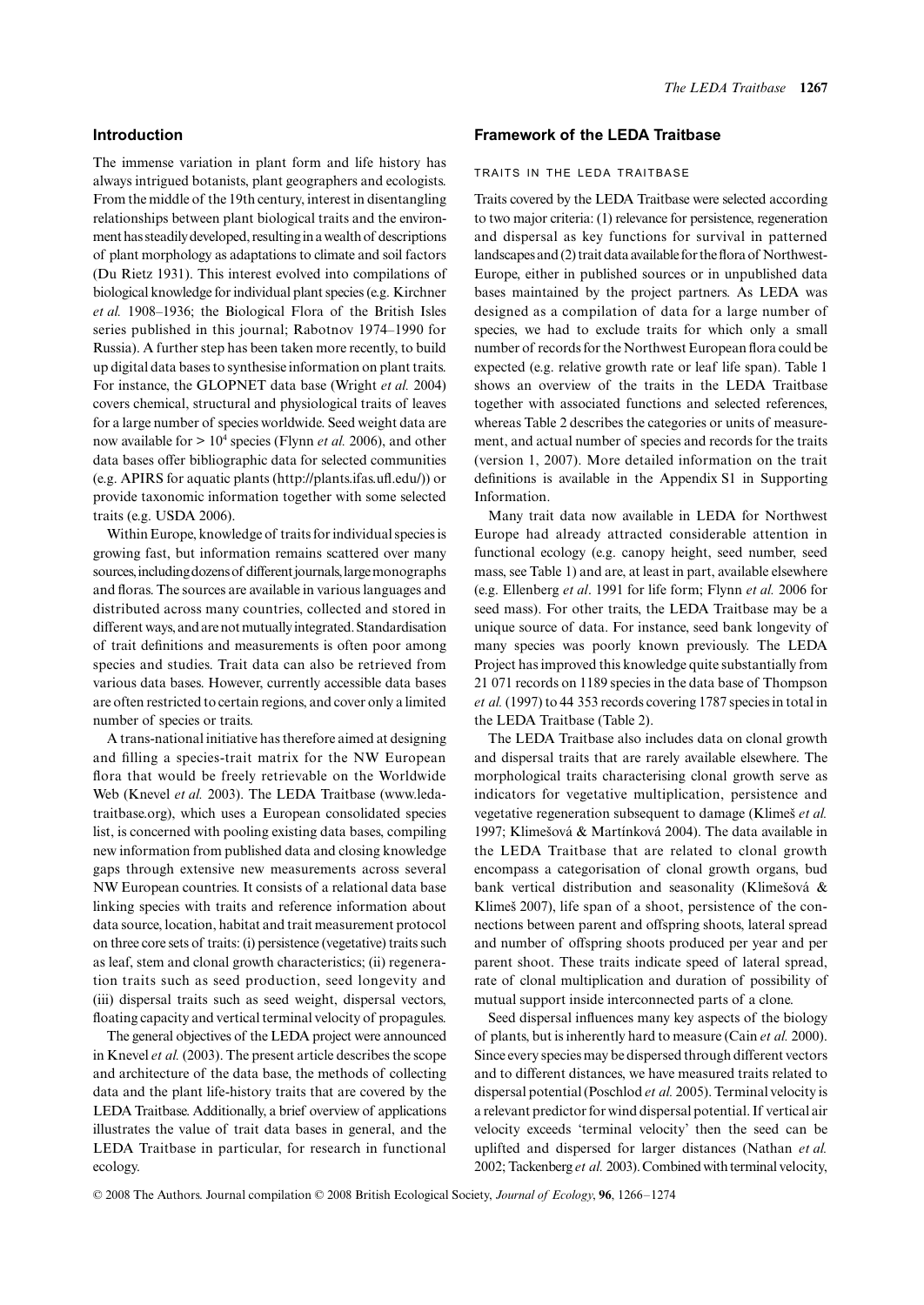## Introduction

The immense variation in plant form and life history has always intrigued botanists, plant geographers and ecologists. From the middle of the 19th century, interest in disentangling relationships between plant biological traits and the environment has steadily developed, resulting in a wealth of descriptions of plant morphology as adaptations to climate and soil factors (Du Rietz 1931). This interest evolved into compilations of biological knowledge for individual plant species (e.g. Kirchner *et al.* 1908–1936; the Biological Flora of the British Isles series published in this journal; Rabotnov 1974–1990 for Russia). A further step has been taken more recently, to build up digital data bases to synthesise information on plant traits. For instance, the GLOPNET data base (Wright *et al.* 2004) covers chemical, structural and physiological traits of leaves for a large number of species worldwide. Seed weight data are now available for > $10^4$ species (Flynn *et al.* 2006), and other data bases offer bibliographic data for selected communities (e.g. APIRS for aquatic plants (http://plants.ifas.ufl.edu/)) or provide taxonomic information together with some selected traits (e.g. USDA 2006).

Within Europe, knowledge of traits for individual species is growing fast, but information remains scattered over many sources, including dozens of different journals, large monographs and floras. The sources are available in various languages and distributed across many countries, collected and stored in different ways, and are not mutually integrated. Standardisation of trait definitions and measurements is often poor among species and studies. Trait data can also be retrieved from various data bases. However, currently accessible data bases are often restricted to certain regions, and cover only a limited number of species or traits.

A trans-national initiative has therefore aimed at designing and filling a species-trait matrix for the NW European flora that would be freely retrievable on the Worldwide Web (Knevel *et al.* 2003). The LEDA Traitbase (www.leda-traitbase.org), which uses a European consolidated species list, is concerned with pooling existing data bases, compiling new information from published data and closing knowledge gaps through extensive new measurements across several NW European countries. It consists of a relational data base linking species with traits and reference information about data source, location, habitat and trait measurement protocol on three core sets of traits: (i) persistence (vegetative) traits such as leaf, stem and clonal growth characteristics; (ii) regeneration traits such as seed production, seed longevity and (iii) dispersal traits such as seed weight, dispersal vectors, floating capacity and vertical terminal velocity of propagules.

The general objectives of the LEDA project were announced in Knevel *et al.* (2003). The present article describes the scope and architecture of the data base, the methods of collecting data and the plant life-history traits that are covered by the LEDA Traitbase. Additionally, a brief overview of applications illustrates the value of trait data bases in general, and the LEDA Traitbase in particular, for research in functional ecology.

## Framework of the LEDA Traitbase

### TRAITS IN THE LEDA TRAITBASE

Traits covered by the LEDA Traitbase were selected according to two major criteria: (1) relevance for persistence, regeneration and dispersal as key functions for survival in patterned landscapes and (2) trait data available for the flora of Northwest-Europe, either in published sources or in unpublished data bases maintained by the project partners. As LEDA was designed as a compilation of data for a large number of species, we had to exclude traits for which only a small number of records for the Northwest European flora could be expected (e.g. relative growth rate or leaf life span). Table 1 shows an overview of the traits in the LEDA Traitbase together with associated functions and selected references, whereas Table 2 describes the categories or units of measurement, and actual number of species and records for the traits (version 1, 2007). More detailed information on the trait definitions is available in the Appendix S1 in Supporting Information.

Many trait data now available in LEDA for Northwest Europe had already attracted considerable attention in functional ecology (e.g. canopy height, seed number, seed mass, see Table 1) and are, at least in part, available elsewhere (e.g. Ellenberg *et al*. 1991 for life form; Flynn *et al.* 2006 for seed mass). For other traits, the LEDA Traitbase may be a unique source of data. For instance, seed bank longevity of many species was poorly known previously. The LEDA Project has improved this knowledge quite substantially from 21 071 records on 1189 species in the data base of Thompson *et al.* (1997) to 44 353 records covering 1787 species in total in the LEDA Traitbase (Table 2).

The LEDA Traitbase also includes data on clonal growth and dispersal traits that are rarely available elsewhere. The morphological traits characterising clonal growth serve as indicators for vegetative multiplication, persistence and vegetative regeneration subsequent to damage (Klimeš *et al.* 1997; Klimešová & Martínková 2004). The data available in the LEDA Traitbase that are related to clonal growth encompass a categorisation of clonal growth organs, bud bank vertical distribution and seasonality (Klimešová & Klimeš 2007), life span of a shoot, persistence of the connections between parent and offspring shoots, lateral spread and number of offspring shoots produced per year and per parent shoot. These traits indicate speed of lateral spread, rate of clonal multiplication and duration of possibility of mutual support inside interconnected parts of a clone.

Seed dispersal influences many key aspects of the biology of plants, but is inherently hard to measure (Cain *et al.* 2000). Since every species may be dispersed through different vectors and to different distances, we have measured traits related to dispersal potential (Poschlod *et al.* 2005). Terminal velocity is a relevant predictor for wind dispersal potential. If vertical air velocity exceeds 'terminal velocity' then the seed can be uplifted and dispersed for larger distances (Nathan *et al.* 2002; Tackenberg *et al.* 2003). Combined with terminal velocity,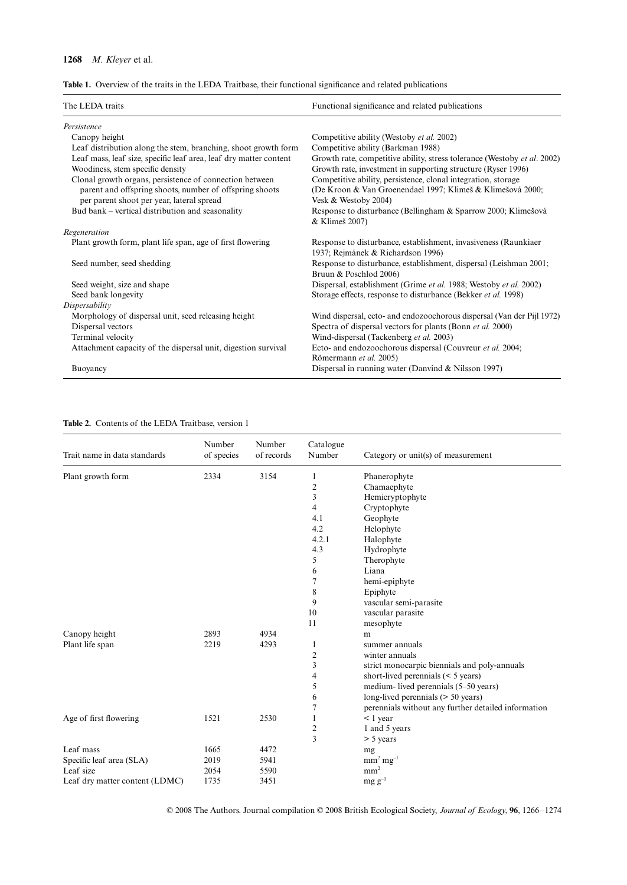**Table 1.** Overview of the traits in the LEDA Traitbase, their functional significance and related publications

| The LEDA traits | Functional significance and related publications |
|---|---|
| *Persistence* | |
| Canopy height | Competitive ability (Westoby *et al.* 2002) |
| Leaf distribution along the stem, branching, shoot growth form | Competitive ability (Barkman 1988) |
| Leaf mass, leaf size, specific leaf area, leaf dry matter content | Growth rate, competitive ability, stress tolerance (Westoby *et al*. 2002) |
| Woodiness, stem specific density | Growth rate, investment in supporting structure (Ryser 1996) |
| Clonal growth organs, persistence of connection between parent and offspring shoots, number of offspring shoots per parent shoot per year, lateral spread | Competitive ability, persistence, clonal integration, storage (De Kroon & Van Groenendael 1997; Klimeš & Klimešová 2000; Vesk & Westoby 2004) |
| Bud bank – vertical distribution and seasonality | Response to disturbance (Bellingham & Sparrow 2000; Klimešová & Klimeš 2007) |
| *Regeneration* | |
| Plant growth form, plant life span, age of first flowering | Response to disturbance, establishment, invasiveness (Raunkiaer 1937; Rejmánek & Richardson 1996) |
| Seed number, seed shedding | Response to disturbance, establishment, dispersal (Leishman 2001; Bruun & Poschlod 2006) |
| Seed weight, size and shape | Dispersal, establishment (Grime *et al.* 1988; Westoby *et al.* 2002) |
| Seed bank longevity | Storage effects, response to disturbance (Bekker *et al.* 1998) |
| *Dispersability* | |
| Morphology of dispersal unit, seed releasing height | Wind dispersal, ecto- and endozoochorous dispersal (Van der Pijl 1972) |
| Dispersal vectors | Spectra of dispersal vectors for plants (Bonn *et al.* 2000) |
| Terminal velocity | Wind-dispersal (Tackenberg *et al.* 2003) |
| Attachment capacity of the dispersal unit, digestion survival | Ecto- and endozoochorous dispersal (Couvreur *et al.* 2004; Römermann *et al.* 2005) |
| Buoyancy | Dispersal in running water (Danvind & Nilsson 1997) |

**Table 2.** Contents of the LEDA Traitbase, version 1

| Trait name in data standards | Number of species | Number of records | Catalogue Number | Category or unit(s) of measurement |
|---|---|---|---|---|
| Plant growth form | 2334 | 3154 | 1 | Phanerophyte |
| | | | 2 | Chamaephyte |
| | | | 3 | Hemicryptophyte |
| | | | 4 | Cryptophyte |
| | | | 4.1 | Geophyte |
| | | | 4.2 | Helophyte |
| | | | 4.2.1 | Halophyte |
| | | | 4.3 | Hydrophyte |
| | | | 5 | Therophyte |
| | | | 6 | Liana |
| | | | 7 | hemi-epiphyte |
| | | | 8 | Epiphyte |
| | | | 9 | vascular semi-parasite |
| | | | 10 | vascular parasite |
| | | | 11 | mesophyte |
| Canopy height | 2893 | 4934 | | m |
| Plant life span | 2219 | 4293 | 1 | summer annuals |
| | | | 2 | winter annuals |
| | | | 3 | strict monocarpic biennials and poly-annuals |
| | | | 4 | short-lived perennials (< 5 years) |
| | | | 5 | medium- lived perennials (5–50 years) |
| | | | 6 | long-lived perennials (> 50 years) |
| | | | 7 | perennials without any further detailed information |
| Age of first flowering | 1521 | 2530 | 1 | < 1 year |
| | | | 2 | 1 and 5 years |
| | | | 3 | > 5 years |
| Leaf mass | 1665 | 4472 | | mg |
| Specific leaf area (SLA) | 2019 | 5941 | | $mm^2\ mg^{-1}$ |
| Leaf size | 2054 | 5590 | | $mm^2$ |
| Leaf dry matter content (LDMC) | 1735 | 3451 | | $mg\ g^{-1}$ |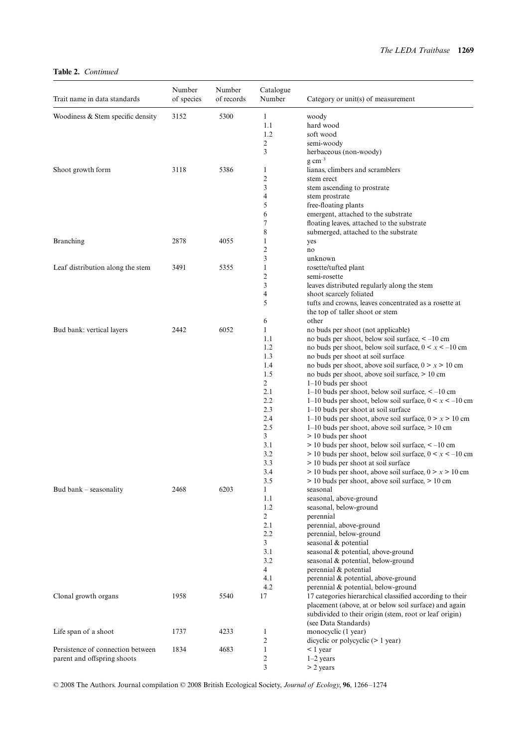**Table 2.** *Continued*

| Trait name in data standards | Number of species | Number of records | Catalogue Number | Category or unit(s) of measurement |
|---|---|---|---|---|
| Woodiness & Stem specific density | 3152 | 5300 | 1 | woody |
| | | | 1.1 | hard wood |
| | | | 1.2 | soft wood |
| | | | 2 | semi-woody |
| | | | 3 | herbaceous (non-woody) |
| | | | | g $cm^{-3}$ |
| Shoot growth form | 3118 | 5386 | 1 | lianas, climbers and scramblers |
| | | | 2 | stem erect |
| | | | 3 | stem ascending to prostrate |
| | | | 4 | stem prostrate |
| | | | 5 | free-floating plants |
| | | | 6 | emergent, attached to the substrate |
| | | | 7 | floating leaves, attached to the substrate |
| | | | 8 | submerged, attached to the substrate |
| Branching | 2878 | 4055 | 1 | yes |
| | | | 2 | no |
| | | | 3 | unknown |
| Leaf distribution along the stem | 3491 | 5355 | 1 | rosette/tufted plant |
| | | | 2 | semi-rosette |
| | | | 3 | leaves distributed regularly along the stem |
| | | | 4 | shoot scarcely foliated |
| | | | 5 | tufts and crowns, leaves concentrated as a rosette at the top of taller shoot or stem |
| | | | 6 | other |
| Bud bank: vertical layers | 2442 | 6052 | 1 | no buds per shoot (not applicable) |
| | | | 1.1 | no buds per shoot, below soil surface, < –10 cm |
| | | | 1.2 | no buds per shoot, below soil surface, $0 < x < -10$ cm |
| | | | 1.3 | no buds per shoot at soil surface |
| | | | 1.4 | no buds per shoot, above soil surface, $0 > x > 10$ cm |
| | | | 1.5 | no buds per shoot, above soil surface, > 10 cm |
| | | | 2 | 1–10 buds per shoot |
| | | | 2.1 | 1–10 buds per shoot, below soil surface, < –10 cm |
| | | | 2.2 | 1–10 buds per shoot, below soil surface, $0 < x < -10$ cm |
| | | | 2.3 | 1–10 buds per shoot at soil surface |
| | | | 2.4 | 1–10 buds per shoot, above soil surface, $0 > x > 10$ cm |
| | | | 2.5 | 1–10 buds per shoot, above soil surface, > 10 cm |
| | | | 3 | > 10 buds per shoot |
| | | | 3.1 | > 10 buds per shoot, below soil surface, < –10 cm |
| | | | 3.2 | > 10 buds per shoot, below soil surface, $0 < x < -10$ cm |
| | | | 3.3 | > 10 buds per shoot at soil surface |
| | | | 3.4 | > 10 buds per shoot, above soil surface, $0 > x > 10$ cm |
| | | | 3.5 | > 10 buds per shoot, above soil surface, > 10 cm |
| Bud bank – seasonality | 2468 | 6203 | 1 | seasonal |
| | | | 1.1 | seasonal, above-ground |
| | | | 1.2 | seasonal, below-ground |
| | | | 2 | perennial |
| | | | 2.1 | perennial, above-ground |
| | | | 2.2 | perennial, below-ground |
| | | | 3 | seasonal & potential |
| | | | 3.1 | seasonal & potential, above-ground |
| | | | 3.2 | seasonal & potential, below-ground |
| | | | 4 | perennial & potential |
| | | | 4.1 | perennial & potential, above-ground |
| | | | 4.2 | perennial & potential, below-ground |
| Clonal growth organs | 1958 | 5540 | 17 | 17 categories hierarchical classified according to their placement (above, at or below soil surface) and again subdivided to their origin (stem, root or leaf origin) (see Data Standards) |
| Life span of a shoot | 1737 | 4233 | 1 | monocyclic (1 year) |
| | | | 2 | dicyclic or polycyclic (> 1 year) |
| Persistence of connection between parent and offspring shoots | 1834 | 4683 | 1 | < 1 year |
| | | | 2 | 1–2 years |
| | | | 3 | > 2 years |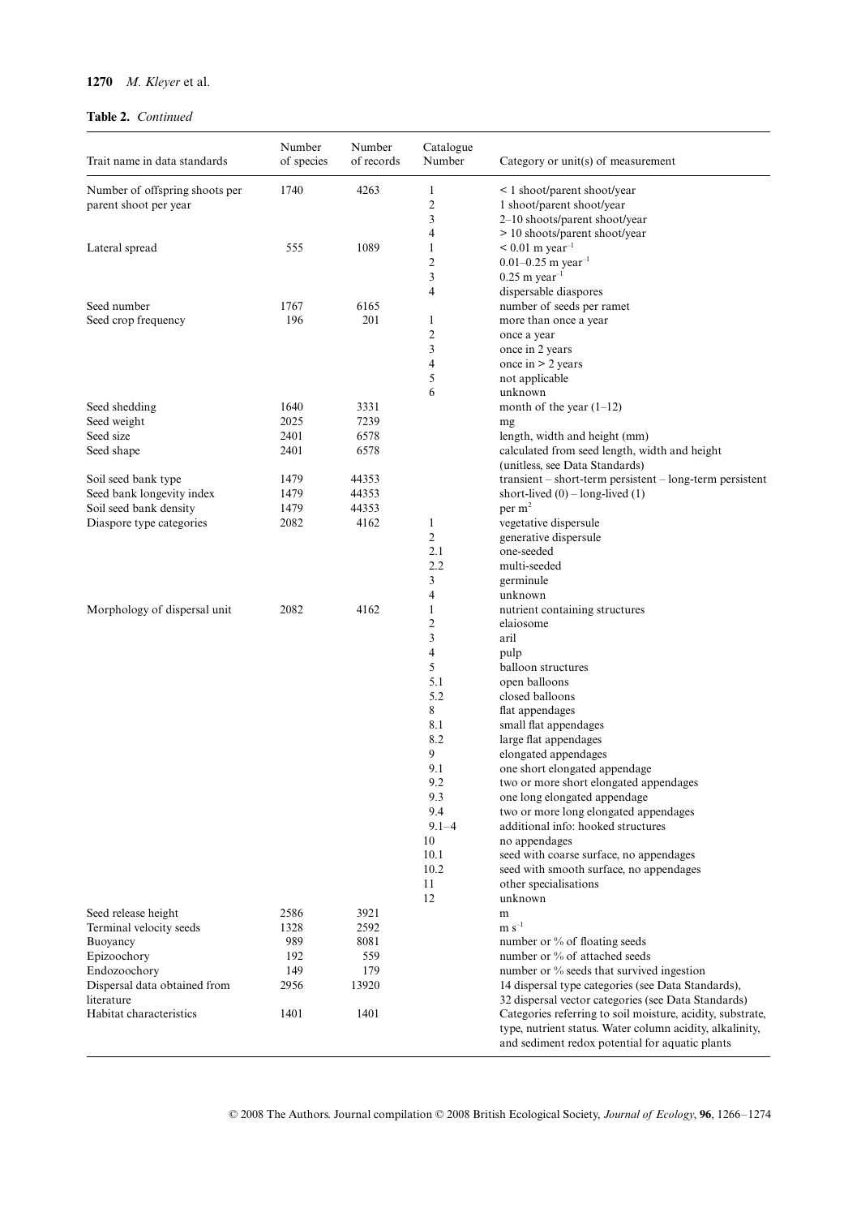**Table 2.** *Continued*

| Trait name in data standards | Number of species | Number of records | Catalogue Number | Category or unit(s) of measurement |
|---|---|---|---|---|
| Number of offspring shoots per parent shoot per year | 1740 | 4263 | 1 | < 1 shoot/parent shoot/year |
| | | | 2 | 1 shoot/parent shoot/year |
| | | | 3 | 2–10 shoots/parent shoot/year |
| | | | 4 | > 10 shoots/parent shoot/year |
| Lateral spread | 555 | 1089 | 1 | < 0.01 m year$^{-1}$ |
| | | | 2 | 0.01–0.25 m year$^{-1}$ |
| | | | 3 | 0.25 m year$^{-1}$ |
| | | | 4 | dispersable diaspores |
| Seed number | 1767 | 6165 | | number of seeds per ramet |
| Seed crop frequency | 196 | 201 | 1 | more than once a year |
| | | | 2 | once a year |
| | | | 3 | once in 2 years |
| | | | 4 | once in > 2 years |
| | | | 5 | not applicable |
| | | | 6 | unknown |
| Seed shedding | 1640 | 3331 | | month of the year (1–12) |
| Seed weight | 2025 | 7239 | | mg |
| Seed size | 2401 | 6578 | | length, width and height (mm) |
| Seed shape | 2401 | 6578 | | calculated from seed length, width and height (unitless, see Data Standards) |
| Soil seed bank type | 1479 | 44353 | | transient – short-term persistent – long-term persistent |
| Seed bank longevity index | 1479 | 44353 | | short-lived (0) – long-lived (1) |
| Soil seed bank density | 1479 | 44353 | | per m$^2$ |
| Diaspore type categories | 2082 | 4162 | 1 | vegetative dispersule |
| | | | 2 | generative dispersule |
| | | | 2.1 | one-seeded |
| | | | 2.2 | multi-seeded |
| | | | 3 | germinule |
| | | | 4 | unknown |
| Morphology of dispersal unit | 2082 | 4162 | 1 | nutrient containing structures |
| | | | 2 | elaiosome |
| | | | 3 | aril |
| | | | 4 | pulp |
| | | | 5 | balloon structures |
| | | | 5.1 | open balloons |
| | | | 5.2 | closed balloons |
| | | | 8 | flat appendages |
| | | | 8.1 | small flat appendages |
| | | | 8.2 | large flat appendages |
| | | | 9 | elongated appendages |
| | | | 9.1 | one short elongated appendage |
| | | | 9.2 | two or more short elongated appendages |
| | | | 9.3 | one long elongated appendage |
| | | | 9.4 | two or more long elongated appendages |
| | | | 9.1–4 | additional info: hooked structures |
| | | | 10 | no appendages |
| | | | 10.1 | seed with coarse surface, no appendages |
| | | | 10.2 | seed with smooth surface, no appendages |
| | | | 11 | other specialisations |
| | | | 12 | unknown |
| Seed release height | 2586 | 3921 | | m |
| Terminal velocity seeds | 1328 | 2592 | | m s$^{-1}$ |
| Buoyancy | 989 | 8081 | | number or % of floating seeds |
| Epizoochory | 192 | 559 | | number or % of attached seeds |
| Endozoochory | 149 | 179 | | number or % seeds that survived ingestion |
| Dispersal data obtained from literature | 2956 | 13920 | | 14 dispersal type categories (see Data Standards), 32 dispersal vector categories (see Data Standards) |
| Habitat characteristics | 1401 | 1401 | | Categories referring to soil moisture, acidity, substrate, type, nutrient status. Water column acidity, alkalinity, and sediment redox potential for aquatic plants |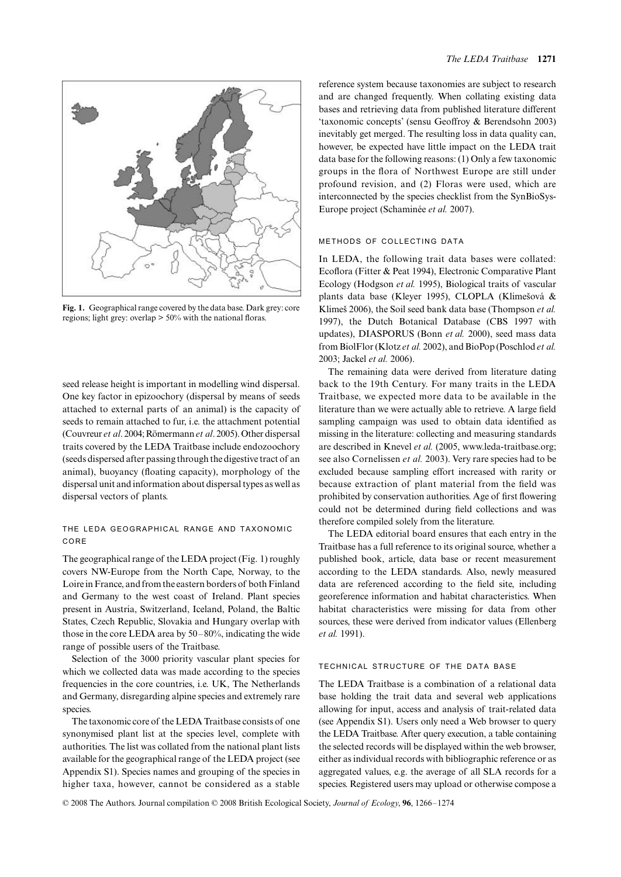**Fig. 1.** Geographical range covered by the data base. Dark grey: core regions; light grey: overlap > 50% with the national floras.

seed release height is important in modelling wind dispersal. One key factor in epizoochory (dispersal by means of seeds attached to external parts of an animal) is the capacity of seeds to remain attached to fur, i.e. the attachment potential (Couvreur *et al*. 2004; Römermann *et al*. 2005). Other dispersal traits covered by the LEDA Traitbase include endozoochory (seeds dispersed after passing through the digestive tract of an animal), buoyancy (floating capacity), morphology of the dispersal unit and information about dispersal types as well as dispersal vectors of plants.

### THE LEDA GEOGRAPHICAL RANGE AND TAXONOMIC CORE

The geographical range of the LEDA project (Fig. 1) roughly covers NW-Europe from the North Cape, Norway, to the Loire in France, and from the eastern borders of both Finland and Germany to the west coast of Ireland. Plant species present in Austria, Switzerland, Iceland, Poland, the Baltic States, Czech Republic, Slovakia and Hungary overlap with those in the core LEDA area by 50–80%, indicating the wide range of possible users of the Traitbase.

Selection of the 3000 priority vascular plant species for which we collected data was made according to the species frequencies in the core countries, i.e. UK, The Netherlands and Germany, disregarding alpine species and extremely rare species.

The taxonomic core of the LEDA Traitbase consists of one synonymised plant list at the species level, complete with authorities. The list was collated from the national plant lists available for the geographical range of the LEDA project (see Appendix S1). Species names and grouping of the species in higher taxa, however, cannot be considered as a stable reference system because taxonomies are subject to research and are changed frequently. When collating existing data bases and retrieving data from published literature different 'taxonomic concepts' (sensu Geoffroy & Berendsohn 2003) inevitably get merged. The resulting loss in data quality can, however, be expected have little impact on the LEDA trait data base for the following reasons: (1) Only a few taxonomic groups in the flora of Northwest Europe are still under profound revision, and (2) Floras were used, which are interconnected by the species checklist from the SynBioSys-Europe project (Schaminée *et al.* 2007).

### METHODS OF COLLECTING DATA

In LEDA, the following trait data bases were collated: Ecoflora (Fitter & Peat 1994), Electronic Comparative Plant Ecology (Hodgson *et al.* 1995), Biological traits of vascular plants data base (Kleyer 1995), CLOPLA (Klimešová & Klimeš 2006), the Soil seed bank data base (Thompson *et al.* 1997), the Dutch Botanical Database (CBS 1997 with updates), DIASPORUS (Bonn *et al.* 2000), seed mass data from BiolFlor (Klotz *et al.* 2002), and BioPop (Poschlod *et al.* 2003; Jackel *et al.* 2006).

The remaining data were derived from literature dating back to the 19th Century. For many traits in the LEDA Traitbase, we expected more data to be available in the literature than we were actually able to retrieve. A large field sampling campaign was used to obtain data identified as missing in the literature: collecting and measuring standards are described in Knevel *et al.* (2005, www.leda-traitbase.org; see also Cornelissen *et al.* 2003). Very rare species had to be excluded because sampling effort increased with rarity or because extraction of plant material from the field was prohibited by conservation authorities. Age of first flowering could not be determined during field collections and was therefore compiled solely from the literature.

The LEDA editorial board ensures that each entry in the Traitbase has a full reference to its original source, whether a published book, article, data base or recent measurement according to the LEDA standards. Also, newly measured data are referenced according to the field site, including georeference information and habitat characteristics. When habitat characteristics were missing for data from other sources, these were derived from indicator values (Ellenberg *et al.* 1991).

### TECHNICAL STRUCTURE OF THE DATA BASE

The LEDA Traitbase is a combination of a relational data base holding the trait data and several web applications allowing for input, access and analysis of trait-related data (see Appendix S1). Users only need a Web browser to query the LEDA Traitbase. After query execution, a table containing the selected records will be displayed within the web browser, either as individual records with bibliographic reference or as aggregated values, e.g. the average of all SLA records for a species. Registered users may upload or otherwise compose a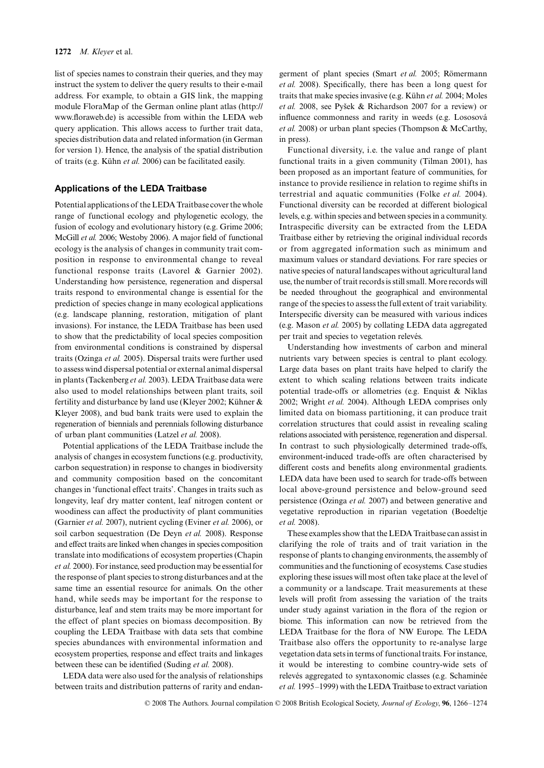list of species names to constrain their queries, and they may instruct the system to deliver the query results to their e-mail address. For example, to obtain a GIS link, the mapping module FloraMap of the German online plant atlas (http://www.floraweb.de) is accessible from within the LEDA web query application. This allows access to further trait data, species distribution data and related information (in German for version 1). Hence, the analysis of the spatial distribution of traits (e.g. Kühn *et al.* 2006) can be facilitated easily.

## Applications of the LEDA Traitbase

Potential applications of the LEDA Traitbase cover the whole range of functional ecology and phylogenetic ecology, the fusion of ecology and evolutionary history (e.g. Grime 2006; McGill *et al.* 2006; Westoby 2006). A major field of functional ecology is the analysis of changes in community trait composition in response to environmental change to reveal functional response traits (Lavorel & Garnier 2002). Understanding how persistence, regeneration and dispersal traits respond to environmental change is essential for the prediction of species change in many ecological applications (e.g. landscape planning, restoration, mitigation of plant invasions). For instance, the LEDA Traitbase has been used to show that the predictability of local species composition from environmental conditions is constrained by dispersal traits (Ozinga *et al.* 2005). Dispersal traits were further used to assess wind dispersal potential or external animal dispersal in plants (Tackenberg *et al.* 2003). LEDA Traitbase data were also used to model relationships between plant traits, soil fertility and disturbance by land use (Kleyer 2002; Kühner & Kleyer 2008), and bud bank traits were used to explain the regeneration of biennials and perennials following disturbance of urban plant communities (Latzel *et al.* 2008).

Potential applications of the LEDA Traitbase include the analysis of changes in ecosystem functions (e.g. productivity, carbon sequestration) in response to changes in biodiversity and community composition based on the concomitant changes in 'functional effect traits'. Changes in traits such as longevity, leaf dry matter content, leaf nitrogen content or woodiness can affect the productivity of plant communities (Garnier *et al.* 2007), nutrient cycling (Eviner *et al.* 2006), or soil carbon sequestration (De Deyn *et al.* 2008). Response and effect traits are linked when changes in species composition translate into modifications of ecosystem properties (Chapin *et al.* 2000). For instance, seed production may be essential for the response of plant species to strong disturbances and at the same time an essential resource for animals. On the other hand, while seeds may be important for the response to disturbance, leaf and stem traits may be more important for the effect of plant species on biomass decomposition. By coupling the LEDA Traitbase with data sets that combine species abundances with environmental information and ecosystem properties, response and effect traits and linkages between these can be identified (Suding *et al.* 2008).

LEDA data were also used for the analysis of relationships between traits and distribution patterns of rarity and endangerment of plant species (Smart *et al.* 2005; Römermann *et al.* 2008). Specifically, there has been a long quest for traits that make species invasive (e.g. Kühn *et al.* 2004; Moles *et al.* 2008, see Pyšek & Richardson 2007 for a review) or influence commonness and rarity in weeds (e.g. Lososová *et al.* 2008) or urban plant species (Thompson & McCarthy, in press).

Functional diversity, i.e. the value and range of plant functional traits in a given community (Tilman 2001), has been proposed as an important feature of communities, for instance to provide resilience in relation to regime shifts in terrestrial and aquatic communities (Folke *et al.* 2004). Functional diversity can be recorded at different biological levels, e.g. within species and between species in a community. Intraspecific diversity can be extracted from the LEDA Traitbase either by retrieving the original individual records or from aggregated information such as minimum and maximum values or standard deviations. For rare species or native species of natural landscapes without agricultural land use, the number of trait records is still small. More records will be needed throughout the geographical and environmental range of the species to assess the full extent of trait variability. Interspecific diversity can be measured with various indices (e.g. Mason *et al.* 2005) by collating LEDA data aggregated per trait and species to vegetation relevés.

Understanding how investments of carbon and mineral nutrients vary between species is central to plant ecology. Large data bases on plant traits have helped to clarify the extent to which scaling relations between traits indicate potential trade-offs or allometries (e.g. Enquist & Niklas 2002; Wright *et al.* 2004). Although LEDA comprises only limited data on biomass partitioning, it can produce trait correlation structures that could assist in revealing scaling relations associated with persistence, regeneration and dispersal. In contrast to such physiologically determined trade-offs, environment-induced trade-offs are often characterised by different costs and benefits along environmental gradients. LEDA data have been used to search for trade-offs between local above-ground persistence and below-ground seed persistence (Ozinga *et al.* 2007) and between generative and vegetative reproduction in riparian vegetation (Boedeltje *et al.* 2008).

These examples show that the LEDA Traitbase can assist in clarifying the role of traits and of trait variation in the response of plants to changing environments, the assembly of communities and the functioning of ecosystems. Case studies exploring these issues will most often take place at the level of a community or a landscape. Trait measurements at these levels will profit from assessing the variation of the traits under study against variation in the flora of the region or biome. This information can now be retrieved from the LEDA Traitbase for the flora of NW Europe. The LEDA Traitbase also offers the opportunity to re-analyse large vegetation data sets in terms of functional traits. For instance, it would be interesting to combine country-wide sets of relevés aggregated to syntaxonomic classes (e.g. Schaminée *et al.* 1995–1999) with the LEDA Traitbase to extract variation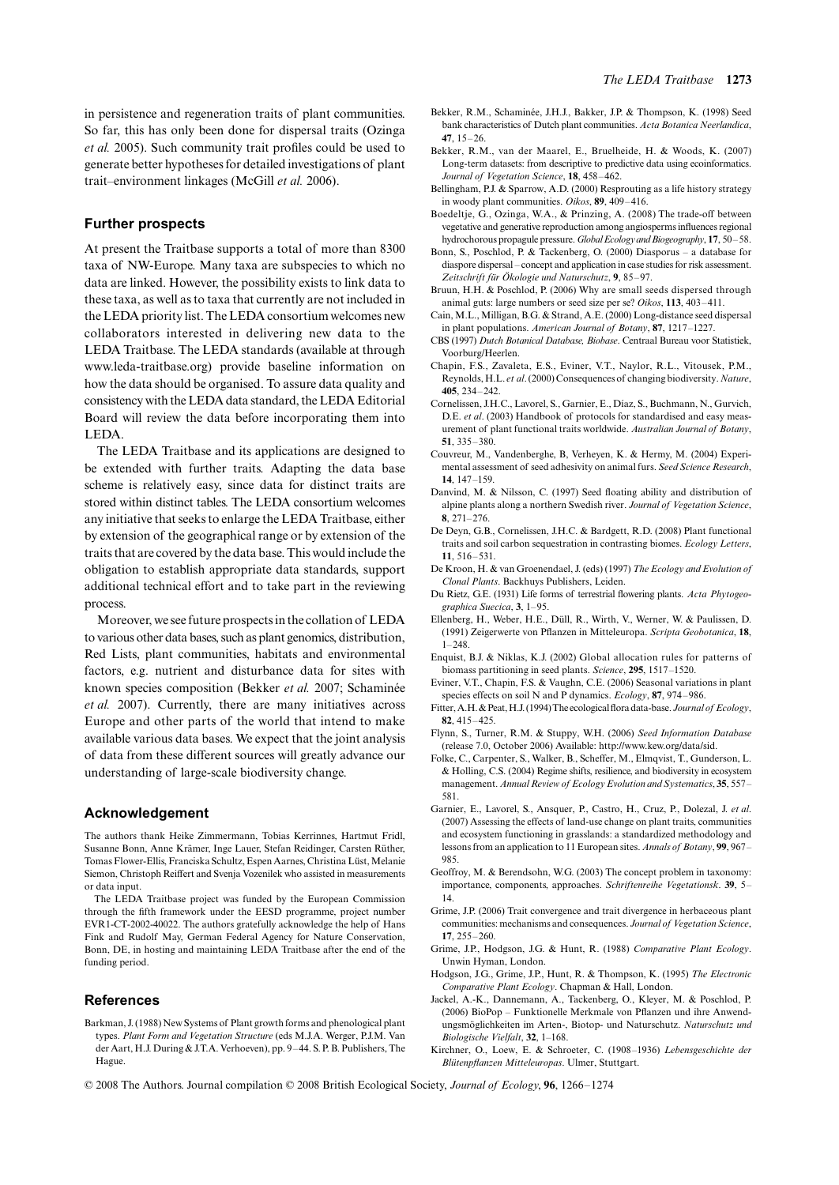in persistence and regeneration traits of plant communities. So far, this has only been done for dispersal traits (Ozinga *et al.* 2005). Such community trait profiles could be used to generate better hypotheses for detailed investigations of plant trait–environment linkages (McGill *et al.* 2006).

## Further prospects

At present the Traitbase supports a total of more than 8300 taxa of NW-Europe. Many taxa are subspecies to which no data are linked. However, the possibility exists to link data to these taxa, as well as to taxa that currently are not included in the LEDA priority list. The LEDA consortium welcomes new collaborators interested in delivering new data to the LEDA Traitbase. The LEDA standards (available at through www.leda-traitbase.org) provide baseline information on how the data should be organised. To assure data quality and consistency with the LEDA data standard, the LEDA Editorial Board will review the data before incorporating them into LEDA.

The LEDA Traitbase and its applications are designed to be extended with further traits. Adapting the data base scheme is relatively easy, since data for distinct traits are stored within distinct tables. The LEDA consortium welcomes any initiative that seeks to enlarge the LEDA Traitbase, either by extension of the geographical range or by extension of the traits that are covered by the data base. This would include the obligation to establish appropriate data standards, support additional technical effort and to take part in the reviewing process.

Moreover, we see future prospects in the collation of LEDA to various other data bases, such as plant genomics, distribution, Red Lists, plant communities, habitats and environmental factors, e.g. nutrient and disturbance data for sites with known species composition (Bekker *et al.* 2007; Schaminée *et al.* 2007). Currently, there are many initiatives across Europe and other parts of the world that intend to make available various data bases. We expect that the joint analysis of data from these different sources will greatly advance our understanding of large-scale biodiversity change.

## Acknowledgement

The authors thank Heike Zimmermann, Tobias Kerrinnes, Hartmut Fridl, Susanne Bonn, Anne Krämer, Inge Lauer, Stefan Reidinger, Carsten Rüther, Tomas Flower-Ellis, Franciska Schultz, Espen Aarnes, Christina Lüst, Melanie Siemon, Christoph Reiffert and Svenja Vozenilek who assisted in measurements or data input.

The LEDA Traitbase project was funded by the European Commission through the fifth framework under the EESD programme, project number EVR1-CT-2002-40022. The authors gratefully acknowledge the help of Hans Fink and Rudolf May, German Federal Agency for Nature Conservation, Bonn, DE, in hosting and maintaining LEDA Traitbase after the end of the funding period.

## References

Barkman, J. (1988) New Systems of Plant growth forms and phenological plant types. *Plant Form and Vegetation Structure* (eds M.J.A. Werger, P.J.M. Van der Aart, H.J. During & J.T.A. Verhoeven), pp. 9–44. S. P. B. Publishers, The Hague.

Bekker, R.M., Schaminée, J.H.J., Bakker, J.P. & Thompson, K. (1998) Seed bank characteristics of Dutch plant communities. *Acta Botanica Neerlandica*, **47**, 15–26.

Bekker, R.M., van der Maarel, E., Bruelheide, H. & Woods, K. (2007) Long-term datasets: from descriptive to predictive data using ecoinformatics. *Journal of Vegetation Science*, **18**, 458–462.

Bellingham, P.J. & Sparrow, A.D. (2000) Resprouting as a life history strategy in woody plant communities. *Oikos*, **89**, 409–416.

Boedeltje, G., Ozinga, W.A., & Prinzing, A. (2008) The trade-off between vegetative and generative reproduction among angiosperms influences regional hydrochorous propagule pressure. *Global Ecology and Biogeography*, **17**, 50–58.

Bonn, S., Poschlod, P. & Tackenberg, O. (2000) Diasporus – a database for diaspore dispersal – concept and application in case studies for risk assessment. *Zeitschrift für Ökologie und Naturschutz*, **9**, 85–97.

Bruun, H.H. & Poschlod, P. (2006) Why are small seeds dispersed through animal guts: large numbers or seed size per se? *Oikos*, **113**, 403–411.

Cain, M.L., Milligan, B.G. & Strand, A.E. (2000) Long-distance seed dispersal in plant populations. *American Journal of Botany*, **87**, 1217–1227.

CBS (1997) *Dutch Botanical Database, Biobase*. Centraal Bureau voor Statistiek, Voorburg/Heerlen.

Chapin, F.S., Zavaleta, E.S., Eviner, V.T., Naylor, R.L., Vitousek, P.M., Reynolds, H.L. *et al*. (2000) Consequences of changing biodiversity. *Nature*, **405**, 234–242.

Cornelissen, J.H.C., Lavorel, S., Garnier, E., Díaz, S., Buchmann, N., Gurvich, D.E. *et al*. (2003) Handbook of protocols for standardised and easy measurement of plant functional traits worldwide. *Australian Journal of Botany*, **51**, 335–380.

Couvreur, M., Vandenberghe, B, Verheyen, K. & Hermy, M. (2004) Experimental assessment of seed adhesivity on animal furs. *Seed Science Research*, **14**, 147–159.

Danvind, M. & Nilsson, C. (1997) Seed floating ability and distribution of alpine plants along a northern Swedish river. *Journal of Vegetation Science*, **8**, 271–276.

De Deyn, G.B., Cornelissen, J.H.C. & Bardgett, R.D. (2008) Plant functional traits and soil carbon sequestration in contrasting biomes. *Ecology Letters*, **11**, 516–531.

De Kroon, H. & van Groenendael, J. (eds) (1997) *The Ecology and Evolution of Clonal Plants*. Backhuys Publishers, Leiden.

Du Rietz, G.E. (1931) Life forms of terrestrial flowering plants. *Acta Phytogeographica Suecica*, **3**, 1–95.

Ellenberg, H., Weber, H.E., Düll, R., Wirth, V., Werner, W. & Paulissen, D. (1991) Zeigerwerte von Pflanzen in Mitteleuropa. *Scripta Geobotanica*, **18**, 1–248.

Enquist, B.J. & Niklas, K.J. (2002) Global allocation rules for patterns of biomass partitioning in seed plants. *Science*, **295**, 1517–1520.

Eviner, V.T., Chapin, F.S. & Vaughn, C.E. (2006) Seasonal variations in plant species effects on soil N and P dynamics. *Ecology*, **87**, 974–986.

Fitter, A.H. & Peat, H.J. (1994) The ecological flora data-base. *Journal of Ecology*, **82**, 415–425.

Flynn, S., Turner, R.M. & Stuppy, W.H. (2006) *Seed Information Database* (release 7.0, October 2006) Available: http://www.kew.org/data/sid.

Folke, C., Carpenter, S., Walker, B., Scheffer, M., Elmqvist, T., Gunderson, L. & Holling, C.S. (2004) Regime shifts, resilience, and biodiversity in ecosystem management. *Annual Review of Ecology Evolution and Systematics*, **35**, 557–581.

Garnier, E., Lavorel, S., Ansquer, P., Castro, H., Cruz, P., Dolezal, J. *et al*. (2007) Assessing the effects of land-use change on plant traits, communities and ecosystem functioning in grasslands: a standardized methodology and lessons from an application to 11 European sites. *Annals of Botany*, **99**, 967–985.

Geoffroy, M. & Berendsohn, W.G. (2003) The concept problem in taxonomy: importance, components, approaches. *Schriftenreihe Vegetationsk*. **39**, 5–14.

Grime, J.P. (2006) Trait convergence and trait divergence in herbaceous plant communities: mechanisms and consequences. *Journal of Vegetation Science*, **17**, 255–260.

Grime, J.P., Hodgson, J.G. & Hunt, R. (1988) *Comparative Plant Ecology*. Unwin Hyman, London.

Hodgson, J.G., Grime, J.P., Hunt, R. & Thompson, K. (1995) *The Electronic Comparative Plant Ecology*. Chapman & Hall, London.

Jackel, A.-K., Dannemann, A., Tackenberg, O., Kleyer, M. & Poschlod, P. (2006) BioPop – Funktionelle Merkmale von Pflanzen und ihre Anwendungsmöglichkeiten im Arten-, Biotop- und Naturschutz. *Naturschutz und Biologische Vielfalt*, **32**, 1–168.

Kirchner, O., Loew, E. & Schroeter, C. (1908–1936) *Lebensgeschichte der Blütenpflanzen Mitteleuropas*. Ulmer, Stuttgart.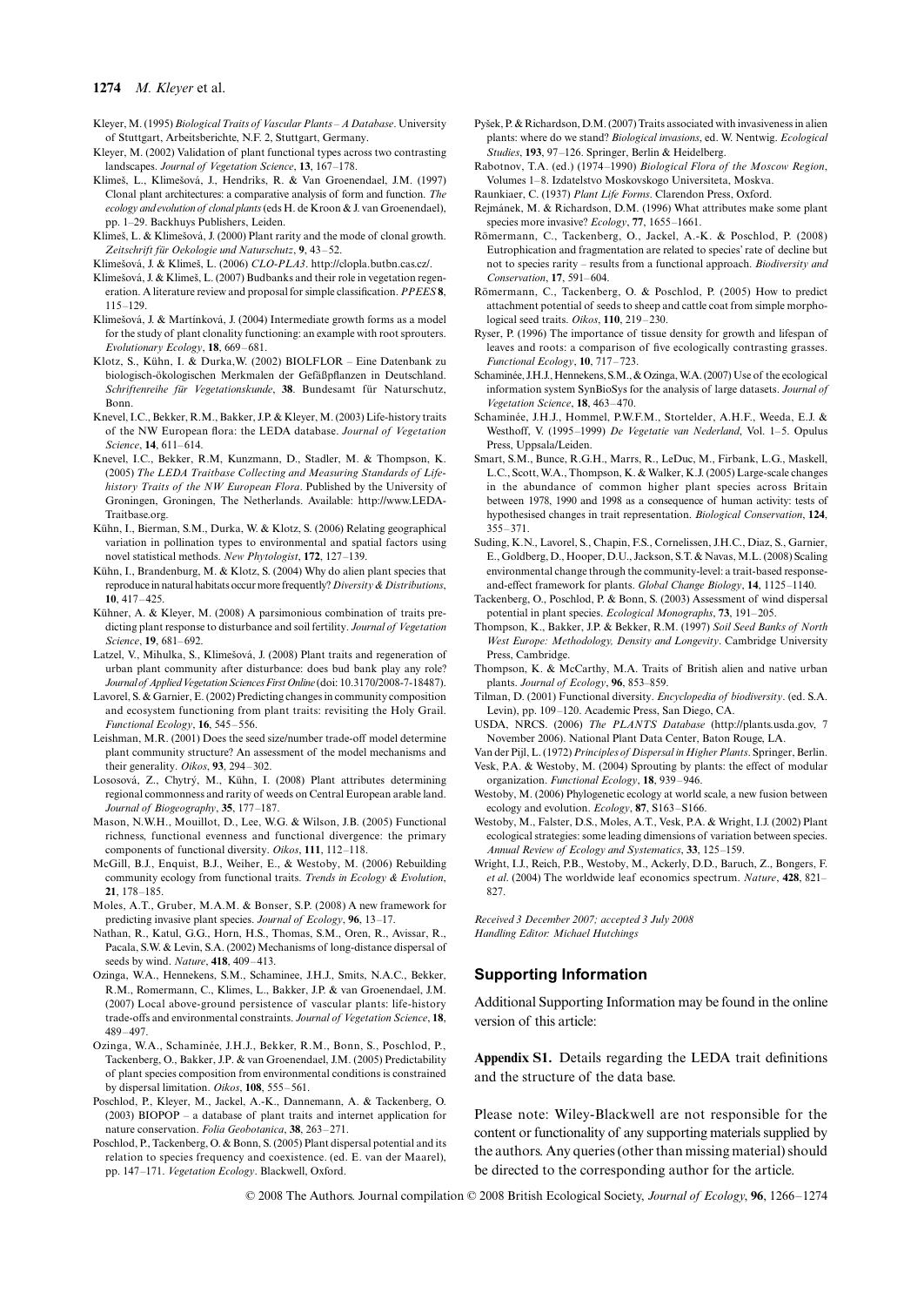Kleyer, M. (1995) *Biological Traits of Vascular Plants – A Database*. University of Stuttgart, Arbeitsberichte, N.F. 2, Stuttgart, Germany.

Kleyer, M. (2002) Validation of plant functional types across two contrasting landscapes. *Journal of Vegetation Science*, **13**, 167–178.

Klimeš, L., Klimešová, J., Hendriks, R. & Van Groenendael, J.M. (1997) Clonal plant architectures: a comparative analysis of form and function. *The ecology and evolution of clonal plants* (eds H. de Kroon & J. van Groenendael), pp. 1–29. Backhuys Publishers, Leiden.

Klimeš, L. & Klimešová, J. (2000) Plant rarity and the mode of clonal growth. *Zeitschrift für Oekologie und Naturschutz*, **9**, 43–52.

Klimešová, J. & Klimeš, L. (2006) *CLO-PLA3*. http://clopla.butbn.cas.cz/.

Klimešová, J. & Klimeš, L. (2007) Budbanks and their role in vegetation regeneration. A literature review and proposal for simple classification. *PPEES* **8**, 115–129.

Klimešová, J. & Martínková, J. (2004) Intermediate growth forms as a model for the study of plant clonality functioning: an example with root sprouters. *Evolutionary Ecology*, **18**, 669–681.

Klotz, S., Kühn, I. & Durka,W. (2002) BIOLFLOR – Eine Datenbank zu biologisch-ökologischen Merkmalen der Gefäßpflanzen in Deutschland. *Schriftenreihe für Vegetationskunde*, **38**. Bundesamt für Naturschutz, Bonn.

Knevel, I.C., Bekker, R.M., Bakker, J.P. & Kleyer, M. (2003) Life-history traits of the NW European flora: the LEDA database. *Journal of Vegetation Science*, **14**, 611–614.

Knevel, I.C., Bekker, R.M, Kunzmann, D., Stadler, M. & Thompson, K. (2005) *The LEDA Traitbase Collecting and Measuring Standards of Life-history Traits of the NW European Flora*. Published by the University of Groningen, Groningen, The Netherlands. Available: http://www.LEDA-Traitbase.org.

Kühn, I., Bierman, S.M., Durka, W. & Klotz, S. (2006) Relating geographical variation in pollination types to environmental and spatial factors using novel statistical methods. *New Phytologist*, **172**, 127–139.

Kühn, I., Brandenburg, M. & Klotz, S. (2004) Why do alien plant species that reproduce in natural habitats occur more frequently? *Diversity & Distributions*, **10**, 417–425.

Kühner, A. & Kleyer, M. (2008) A parsimonious combination of traits predicting plant response to disturbance and soil fertility. *Journal of Vegetation Science*, **19**, 681–692.

Latzel, V., Mihulka, S., Klimešová, J. (2008) Plant traits and regeneration of urban plant community after disturbance: does bud bank play any role? *Journal of Applied Vegetation Sciences First Online* (doi: 10.3170/2008-7-18487).

Lavorel, S. & Garnier, E. (2002) Predicting changes in community composition and ecosystem functioning from plant traits: revisiting the Holy Grail. *Functional Ecology*, **16**, 545–556.

Leishman, M.R. (2001) Does the seed size/number trade-off model determine plant community structure? An assessment of the model mechanisms and their generality. *Oikos*, **93**, 294–302.

Lososová, Z., Chytrý, M., Kühn, I. (2008) Plant attributes determining regional commonness and rarity of weeds on Central European arable land. *Journal of Biogeography*, **35**, 177–187.

Mason, N.W.H., Mouillot, D., Lee, W.G. & Wilson, J.B. (2005) Functional richness, functional evenness and functional divergence: the primary components of functional diversity. *Oikos*, **111**, 112–118.

McGill, B.J., Enquist, B.J., Weiher, E., & Westoby, M. (2006) Rebuilding community ecology from functional traits. *Trends in Ecology & Evolution*, **21**, 178–185.

Moles, A.T., Gruber, M.A.M. & Bonser, S.P. (2008) A new framework for predicting invasive plant species. *Journal of Ecology*, **96**, 13–17.

Nathan, R., Katul, G.G., Horn, H.S., Thomas, S.M., Oren, R., Avissar, R., Pacala, S.W. & Levin, S.A. (2002) Mechanisms of long-distance dispersal of seeds by wind. *Nature*, **418**, 409–413.

Ozinga, W.A., Hennekens, S.M., Schaminee, J.H.J., Smits, N.A.C., Bekker, R.M., Romermann, C., Klimes, L., Bakker, J.P. & van Groenendael, J.M. (2007) Local above-ground persistence of vascular plants: life-history trade-offs and environmental constraints. *Journal of Vegetation Science*, **18**, 489–497.

Ozinga, W.A., Schaminée, J.H.J., Bekker, R.M., Bonn, S., Poschlod, P., Tackenberg, O., Bakker, J.P. & van Groenendael, J.M. (2005) Predictability of plant species composition from environmental conditions is constrained by dispersal limitation. *Oikos*, **108**, 555–561.

Poschlod, P., Kleyer, M., Jackel, A.-K., Dannemann, A. & Tackenberg, O. (2003) BIOPOP – a database of plant traits and internet application for nature conservation. *Folia Geobotanica*, **38**, 263–271.

Poschlod, P., Tackenberg, O. & Bonn, S. (2005) Plant dispersal potential and its relation to species frequency and coexistence. (ed. E. van der Maarel), pp. 147–171. *Vegetation Ecology*. Blackwell, Oxford.

Pyšek, P. & Richardson, D.M. (2007) Traits associated with invasiveness in alien plants: where do we stand? *Biological invasions*, ed. W. Nentwig. *Ecological Studies*, **193**, 97–126. Springer, Berlin & Heidelberg.

Rabotnov, T.A. (ed.) (1974–1990) *Biological Flora of the Moscow Region*, Volumes 1–8. Izdatelstvo Moskovskogo Universiteta, Moskva.

Raunkiaer, C. (1937) *Plant Life Forms*. Clarendon Press, Oxford.

Rejmánek, M. & Richardson, D.M. (1996) What attributes make some plant species more invasive? *Ecology*, **77**, 1655–1661.

Römermann, C., Tackenberg, O., Jackel, A.-K. & Poschlod, P. (2008) Eutrophication and fragmentation are related to species' rate of decline but not to species rarity – results from a functional approach. *Biodiversity and Conservation*, **17**, 591–604.

Römermann, C., Tackenberg, O. & Poschlod, P. (2005) How to predict attachment potential of seeds to sheep and cattle coat from simple morphological seed traits. *Oikos*, **110**, 219–230.

Ryser, P. (1996) The importance of tissue density for growth and lifespan of leaves and roots: a comparison of five ecologically contrasting grasses. *Functional Ecology*, **10**, 717–723.

Schaminée, J.H.J., Hennekens, S.M., & Ozinga, W.A. (2007) Use of the ecological information system SynBioSys for the analysis of large datasets. *Journal of Vegetation Science*, **18**, 463–470.

Schaminée, J.H.J., Hommel, P.W.F.M., Stortelder, A.H.F., Weeda, E.J. & Westhoff, V. (1995–1999) *De Vegetatie van Nederland*, Vol. 1–5. Opulus Press, Uppsala/Leiden.

Smart, S.M., Bunce, R.G.H., Marrs, R., LeDuc, M., Firbank, L.G., Maskell, L.C., Scott, W.A., Thompson, K. & Walker, K.J. (2005) Large-scale changes in the abundance of common higher plant species across Britain between 1978, 1990 and 1998 as a consequence of human activity: tests of hypothesised changes in trait representation. *Biological Conservation*, **124**, 355–371.

Suding, K.N., Lavorel, S., Chapin, F.S., Cornelissen, J.H.C., Diaz, S., Garnier, E., Goldberg, D., Hooper, D.U., Jackson, S.T. & Navas, M.L. (2008) Scaling environmental change through the community-level: a trait-based response-and-effect framework for plants. *Global Change Biology*, **14**, 1125–1140.

Tackenberg, O., Poschlod, P. & Bonn, S. (2003) Assessment of wind dispersal potential in plant species. *Ecological Monographs*, **73**, 191–205.

Thompson, K., Bakker, J.P. & Bekker, R.M. (1997) *Soil Seed Banks of North West Europe: Methodology, Density and Longevity*. Cambridge University Press, Cambridge.

Thompson, K. & McCarthy, M.A. Traits of British alien and native urban plants. *Journal of Ecology*, **96**, 853–859.

Tilman, D. (2001) Functional diversity. *Encyclopedia of biodiversity*. (ed. S.A. Levin), pp. 109–120. Academic Press, San Diego, CA.

USDA, NRCS. (2006) *The PLANTS Database* (http://plants.usda.gov, 7 November 2006). National Plant Data Center, Baton Rouge, LA.

Van der Pijl, L. (1972) *Principles of Dispersal in Higher Plants*. Springer, Berlin.

Vesk, P.A. & Westoby, M. (2004) Sprouting by plants: the effect of modular organization. *Functional Ecology*, **18**, 939–946.

Westoby, M. (2006) Phylogenetic ecology at world scale, a new fusion between ecology and evolution. *Ecology*, **87**, S163–S166.

Westoby, M., Falster, D.S., Moles, A.T., Vesk, P.A. & Wright, I.J. (2002) Plant ecological strategies: some leading dimensions of variation between species. *Annual Review of Ecology and Systematics*, **33**, 125–159.

Wright, I.J., Reich, P.B., Westoby, M., Ackerly, D.D., Baruch, Z., Bongers, F. *et al*. (2004) The worldwide leaf economics spectrum. *Nature*, **428**, 821–827.

*Received 3 December 2007; accepted 3 July 2008*
*Handling Editor: Michael Hutchings*

## Supporting Information

Additional Supporting Information may be found in the online version of this article:

**Appendix S1.** Details regarding the LEDA trait definitions and the structure of the data base.

Please note: Wiley-Blackwell are not responsible for the content or functionality of any supporting materials supplied by the authors. Any queries (other than missing material) should be directed to the corresponding author for the article.